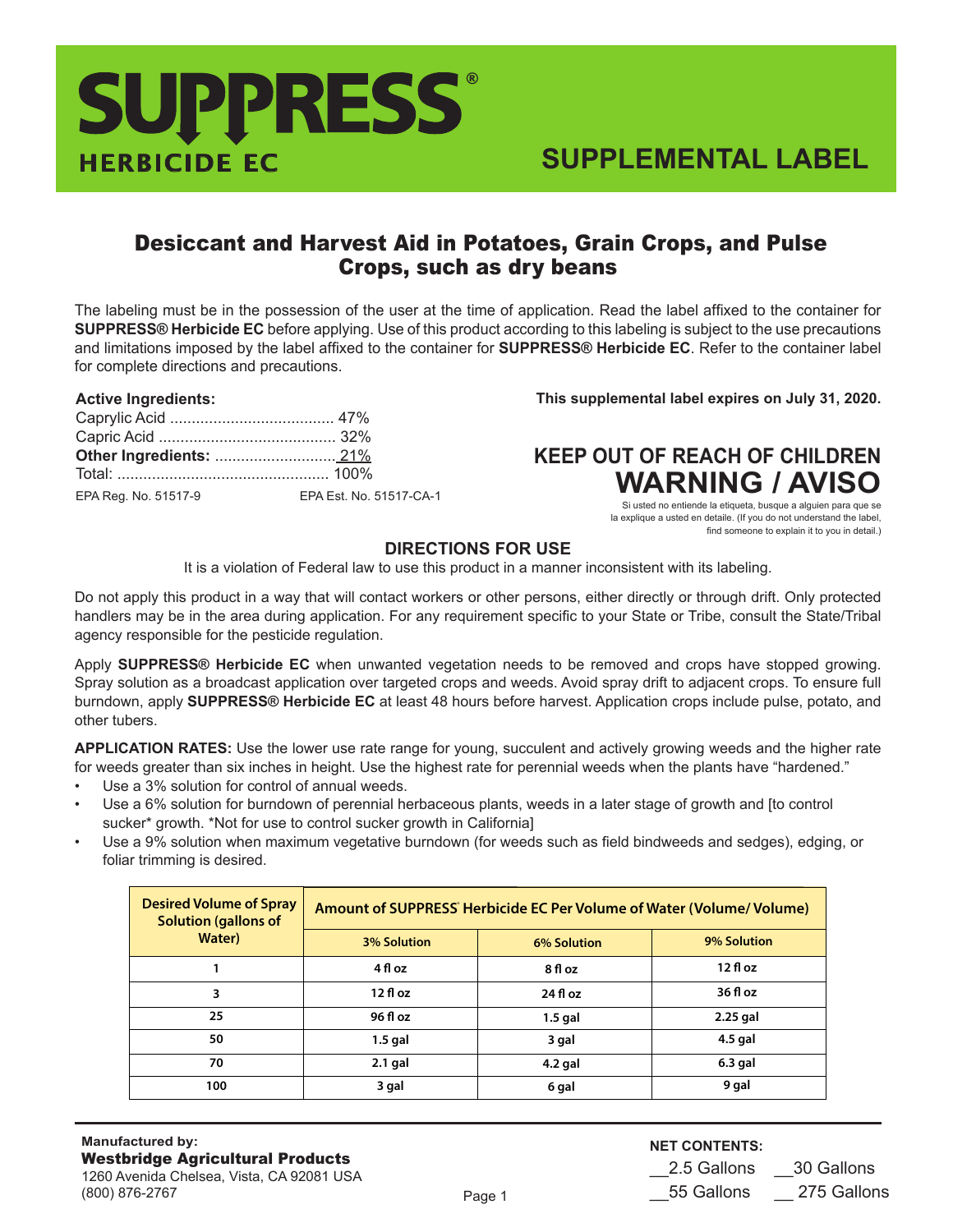# SUPPRESS®

**HERBICIDE EC**

## SUPPLEMENTAL LABEL

## Desiccant and Harvest Aid in Potatoes, Grain Crops, and Pulse Crops, such as dry beans

The labeling must be in the possession of the user at the time of application. Read the label affixed to the container for **SUPPRESS® Herbicide EC** before applying. Use of this product according to this labeling is subject to the use precautions and limitations imposed by the label affixed to the container for **SUPPRESS® Herbicide EC**. Refer to the container label for complete directions and precautions.

**Active Ingredients:**
Caprylic Acid ...................................... 47%
Capric Acid ......................................... 32%
**Other Ingredients:** ............................ 21%
Total: ................................................. 100%

EPA Reg. No. 51517-9 EPA Est. No. 51517-CA-1

**This supplemental label expires on July 31, 2020.**

**KEEP OUT OF REACH OF CHILDREN**
**WARNING / AVISO**

Si usted no entiende la etiqueta, busque a alguien para que se la explique a usted en detalle. (If you do not understand the label, find someone to explain it to you in detail.)

### DIRECTIONS FOR USE

It is a violation of Federal law to use this product in a manner inconsistent with its labeling.

Do not apply this product in a way that will contact workers or other persons, either directly or through drift. Only protected handlers may be in the area during application. For any requirement specific to your State or Tribe, consult the State/Tribal agency responsible for the pesticide regulation.

Apply **SUPPRESS® Herbicide EC** when unwanted vegetation needs to be removed and crops have stopped growing. Spray solution as a broadcast application over targeted crops and weeds. Avoid spray drift to adjacent crops. To ensure full burndown, apply **SUPPRESS® Herbicide EC** at least 48 hours before harvest. Application crops include pulse, potato, and other tubers.

**APPLICATION RATES:** Use the lower use rate range for young, succulent and actively growing weeds and the higher rate for weeds greater than six inches in height. Use the highest rate for perennial weeds when the plants have "hardened."

- Use a 3% solution for control of annual weeds.
- Use a 6% solution for burndown of perennial herbaceous plants, weeds in a later stage of growth and [to control sucker* growth. *Not for use to control sucker growth in California]
- Use a 9% solution when maximum vegetative burndown (for weeds such as field bindweeds and sedges), edging, or foliar trimming is desired.

| Desired Volume of Spray Solution (gallons of Water) | Amount of SUPPRESS® Herbicide EC Per Volume of Water (Volume/ Volume) | | |
|---|---|---|---|
| | 3% Solution | 6% Solution | 9% Solution |
| 1 | 4 fl oz | 8 fl oz | 12 fl oz |
| 3 | 12 fl oz | 24 fl oz | 36 fl oz |
| 25 | 96 fl oz | 1.5 gal | 2.25 gal |
| 50 | 1.5 gal | 3 gal | 4.5 gal |
| 70 | 2.1 gal | 4.2 gal | 6.3 gal |
| 100 | 3 gal | 6 gal | 9 gal |

**Manufactured by:**
**Westbridge Agricultural Products**
1260 Avenida Chelsea, Vista, CA 92081 USA
(800) 876-2767

**NET CONTENTS:**
__2.5 Gallons __30 Gallons
__55 Gallons __ 275 Gallons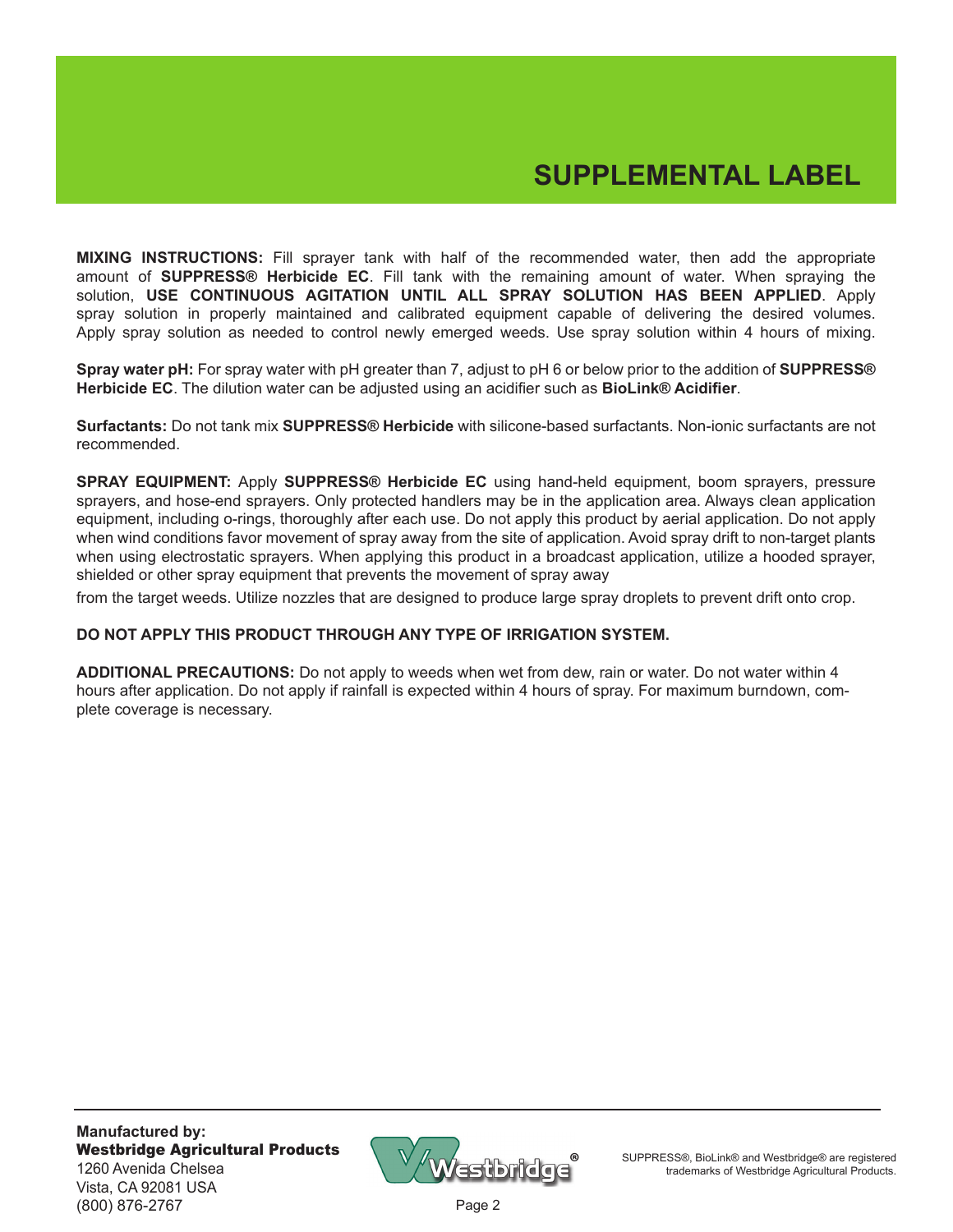# SUPPLEMENTAL LABEL

**MIXING INSTRUCTIONS:** Fill sprayer tank with half of the recommended water, then add the appropriate amount of **SUPPRESS® Herbicide EC**. Fill tank with the remaining amount of water. When spraying the solution, **USE CONTINUOUS AGITATION UNTIL ALL SPRAY SOLUTION HAS BEEN APPLIED**. Apply spray solution in properly maintained and calibrated equipment capable of delivering the desired volumes. Apply spray solution as needed to control newly emerged weeds. Use spray solution within 4 hours of mixing.

**Spray water pH:** For spray water with pH greater than 7, adjust to pH 6 or below prior to the addition of **SUPPRESS® Herbicide EC**. The dilution water can be adjusted using an acidifier such as **BioLink® Acidifier**.

**Surfactants:** Do not tank mix **SUPPRESS® Herbicide** with silicone-based surfactants. Non-ionic surfactants are not recommended.

**SPRAY EQUIPMENT:** Apply **SUPPRESS® Herbicide EC** using hand-held equipment, boom sprayers, pressure sprayers, and hose-end sprayers. Only protected handlers may be in the application area. Always clean application equipment, including o-rings, thoroughly after each use. Do not apply this product by aerial application. Do not apply when wind conditions favor movement of spray away from the site of application. Avoid spray drift to non-target plants when using electrostatic sprayers. When applying this product in a broadcast application, utilize a hooded sprayer, shielded or other spray equipment that prevents the movement of spray away from the target weeds. Utilize nozzles that are designed to produce large spray droplets to prevent drift onto crop.

**DO NOT APPLY THIS PRODUCT THROUGH ANY TYPE OF IRRIGATION SYSTEM.**

**ADDITIONAL PRECAUTIONS:** Do not apply to weeds when wet from dew, rain or water. Do not water within 4 hours after application. Do not apply if rainfall is expected within 4 hours of spray. For maximum burndown, complete coverage is necessary.

**Manufactured by:**
**Westbridge Agricultural Products**
1260 Avenida Chelsea
Vista, CA 92081 USA
(800) 876-2767

SUPPRESS®, BioLink® and Westbridge® are registered trademarks of Westbridge Agricultural Products.